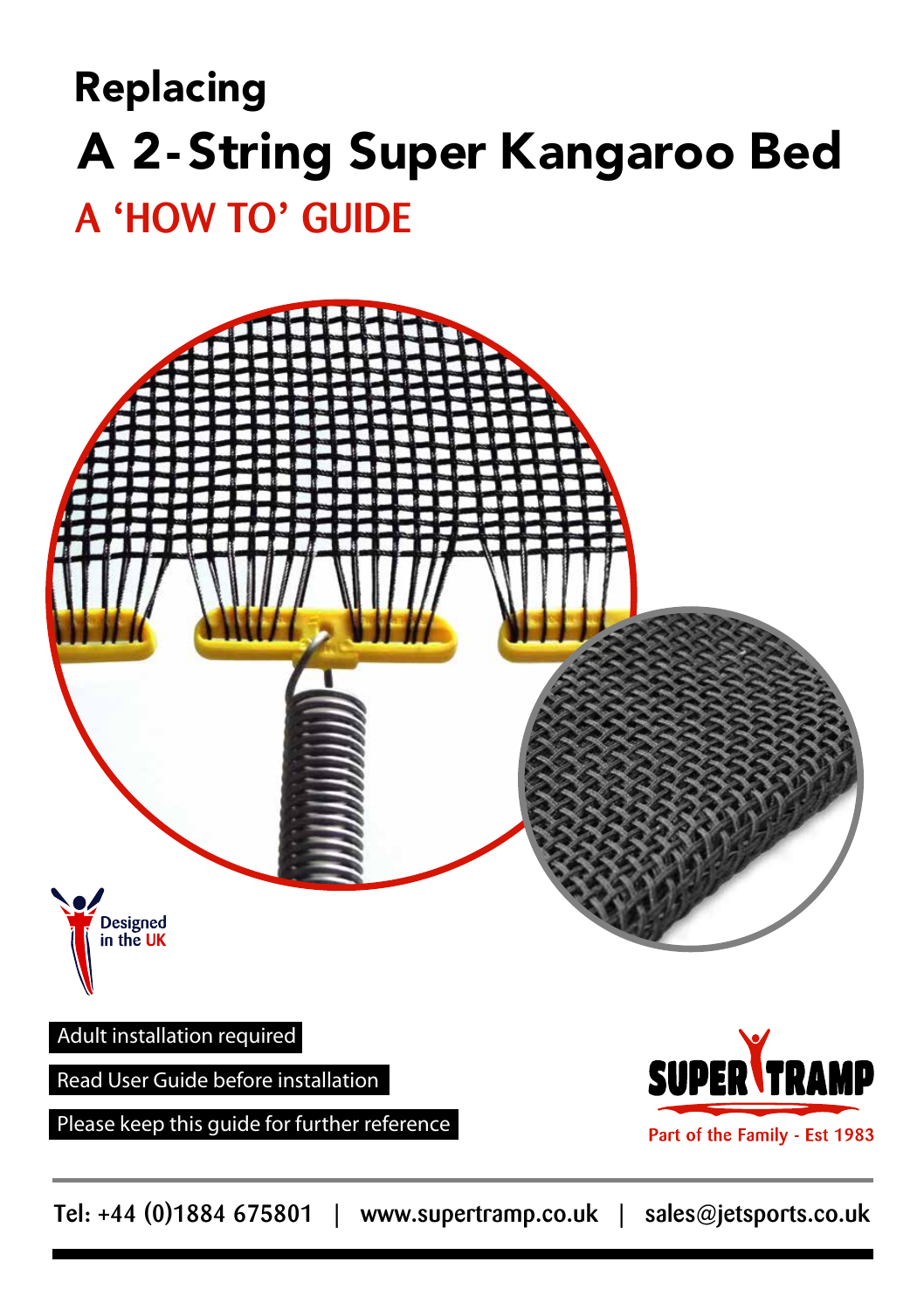# Replacing

# A 2-String Super Kangaroo Bed

## A 'HOW TO' GUIDE

Designed in the UK

Adult installation required

Read User Guide before installation

Please keep this guide for further reference

SUPER TRAMP

Part of the Family - Est 1983

Tel: +44 (0)1884 675801 | www.supertramp.co.uk | sales@jetsports.co.uk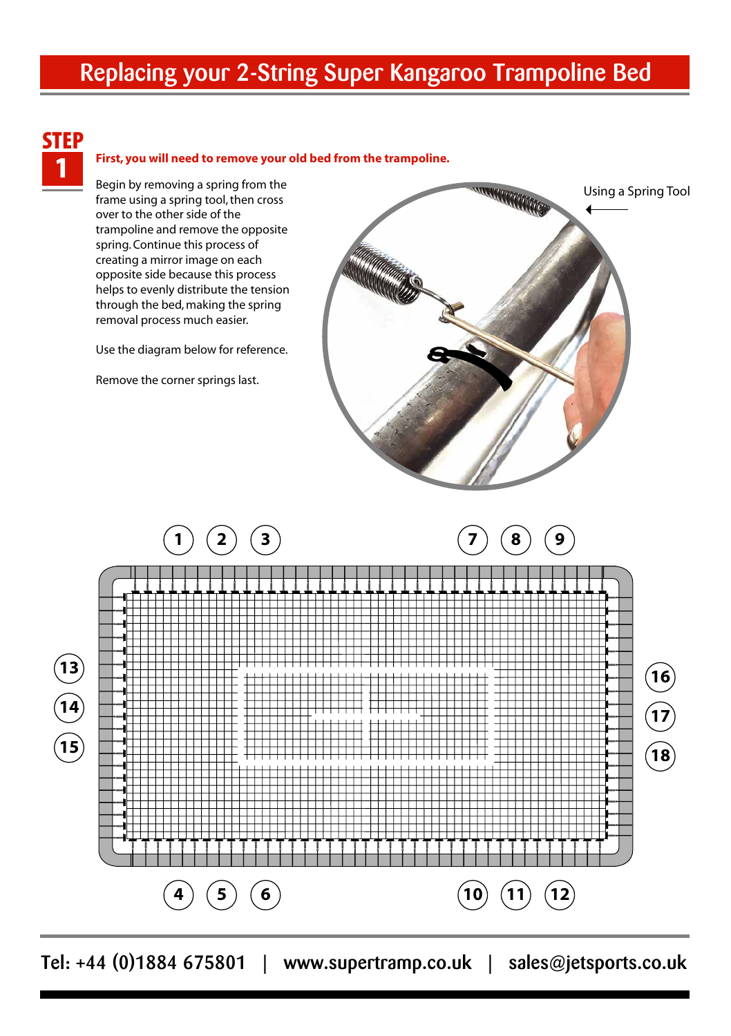# Replacing your 2-String Super Kangaroo Trampoline Bed

## STEP 1

**First, you will need to remove your old bed from the trampoline.**

Begin by removing a spring from the frame using a spring tool, then cross over to the other side of the trampoline and remove the opposite spring. Continue this process of creating a mirror image on each opposite side because this process helps to evenly distribute the tension through the bed, making the spring removal process much easier.

Use the diagram below for reference.

Remove the corner springs last.

Using a Spring Tool

1 2 3 7 8 9

13 14 15

16 17 18

4 5 6 10 11 12

Tel: +44 (0)1884 675801 | www.supertramp.co.uk | sales@jetsports.co.uk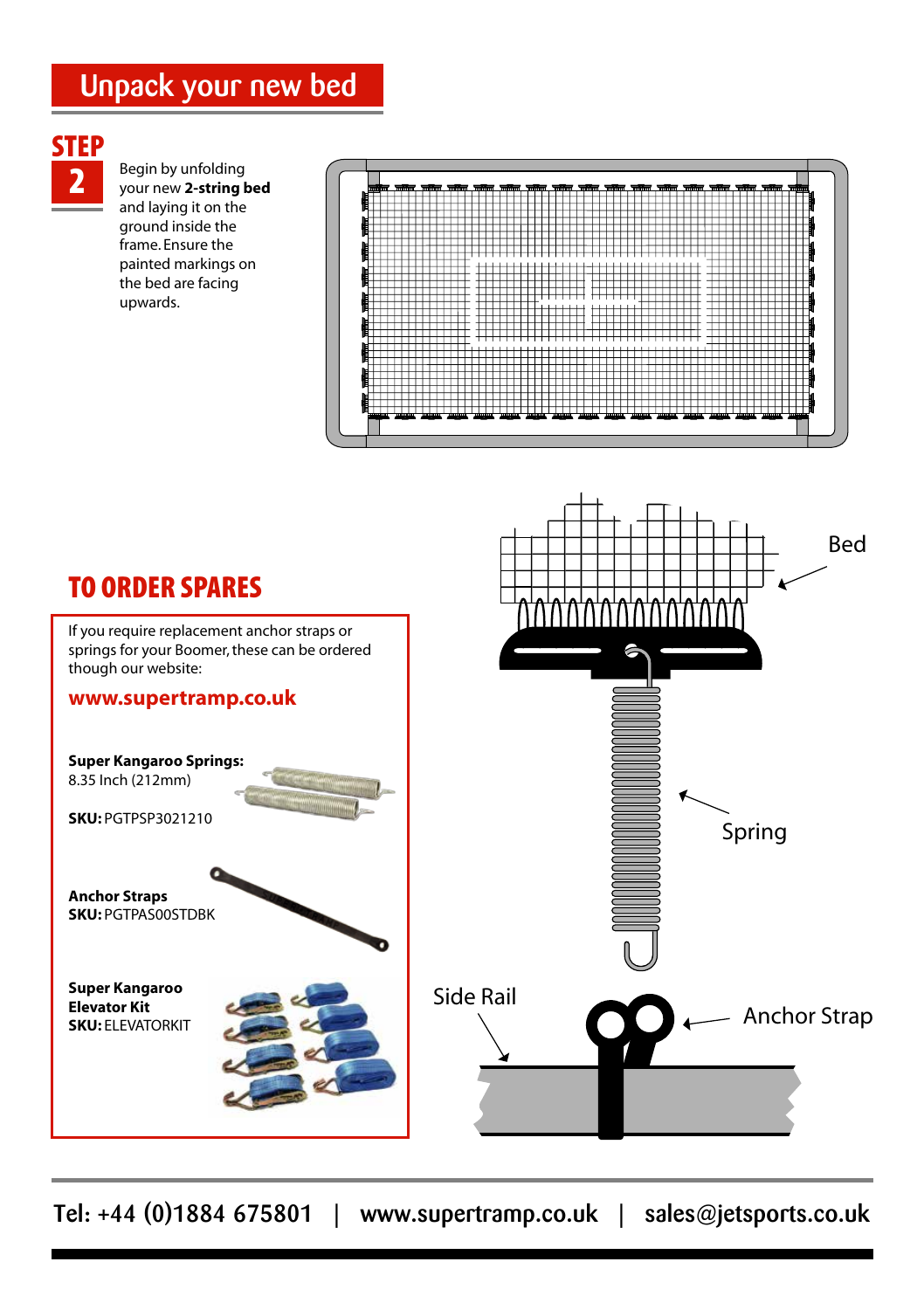# Unpack your new bed

## STEP 2

Begin by unfolding your new **2-string bed** and laying it on the ground inside the frame. Ensure the painted markings on the bed are facing upwards.

Bed

Spring

Side Rail

Anchor Strap

## TO ORDER SPARES

If you require replacement anchor straps or springs for your Boomer, these can be ordered though our website:

**www.supertramp.co.uk**

**Super Kangaroo Springs:**
8.35 Inch (212mm)

**SKU:** PGTPSP3021210

**Anchor Straps**
**SKU:** PGTPAS00STDBK

**Super Kangaroo Elevator Kit**
**SKU:** ELEVATORKIT

Tel: +44 (0)1884 675801 | www.supertramp.co.uk | sales@jetsports.co.uk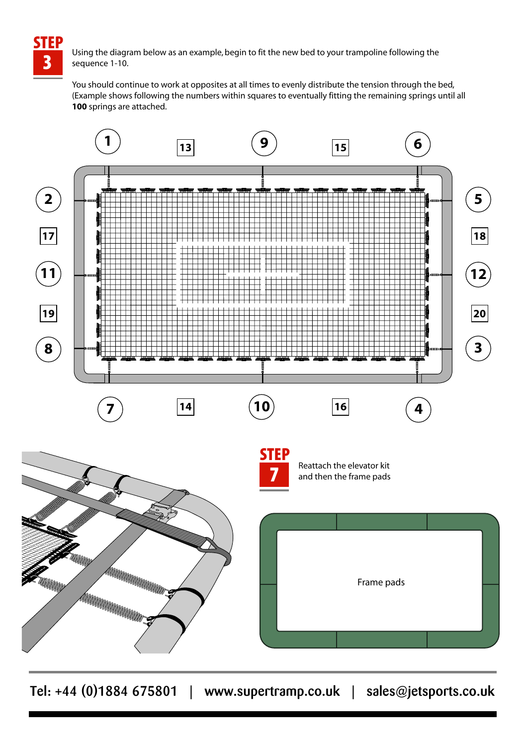## STEP 3

Using the diagram below as an example, begin to fit the new bed to your trampoline following the sequence 1-10.

You should continue to work at opposites at all times to evenly distribute the tension through the bed, (Example shows following the numbers within squares to eventually fitting the remaining springs until all **100** springs are attached.

1
13
9
15
6
2
5
17
18
11
12
19
20
8
3
7
14
10
16
4

## STEP 7

Reattach the elevator kit and then the frame pads

Frame pads

Tel: +44 (0)1884 675801 | www.supertramp.co.uk | sales@jetsports.co.uk